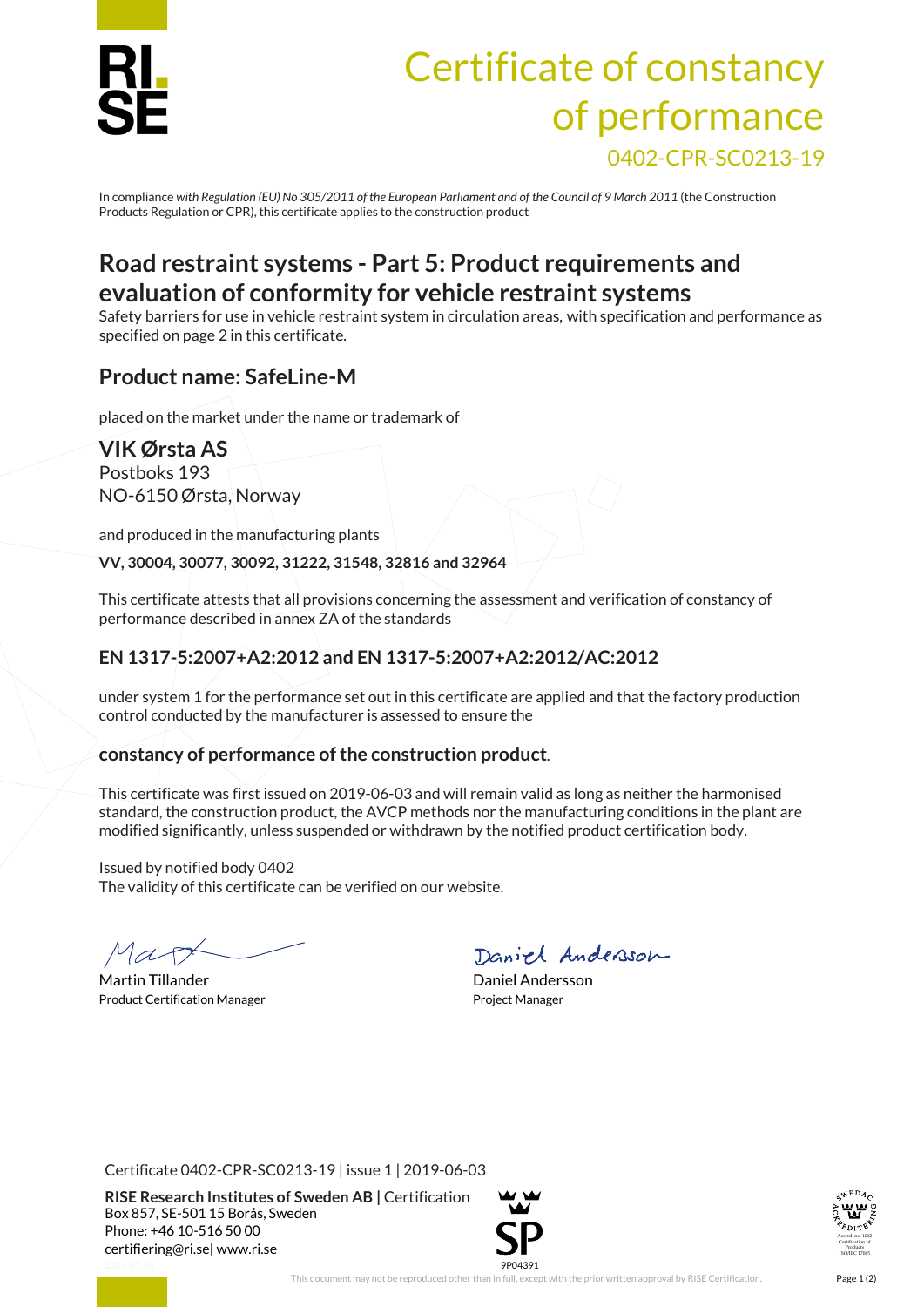# Certificate of constancy of performance

0402-CPR-SC0213-19

In compliance *with Regulation (EU) No 305/2011 of the European Parliament and of the Council of 9 March 2011* (the Construction Products Regulation or CPR), this certificate applies to the construction product

## Road restraint systems - Part 5: Product requirements and evaluation of conformity for vehicle restraint systems

Safety barriers for use in vehicle restraint system in circulation areas, with specification and performance as specified on page 2 in this certificate.

### Product name: SafeLine-M

placed on the market under the name or trademark of

**VIK Ørsta AS**
Postboks 193
NO-6150 Ørsta, Norway

and produced in the manufacturing plants

**VV, 30004, 30077, 30092, 31222, 31548, 32816 and 32964**

This certificate attests that all provisions concerning the assessment and verification of constancy of performance described in annex ZA of the standards

### EN 1317-5:2007+A2:2012 and EN 1317-5:2007+A2:2012/AC:2012

under system 1 for the performance set out in this certificate are applied and that the factory production control conducted by the manufacturer is assessed to ensure the

### constancy of performance of the construction product.

This certificate was first issued on 2019-06-03 and will remain valid as long as neither the harmonised standard, the construction product, the AVCP methods nor the manufacturing conditions in the plant are modified significantly, unless suspended or withdrawn by the notified product certification body.

Issued by notified body 0402
The validity of this certificate can be verified on our website.

| | |
|---|---|
| Martin Tillander<br>Product Certification Manager | Daniel Andersson<br>Project Manager |

Certificate 0402-CPR-SC0213-19 | issue 1 | 2019-06-03

**RISE Research Institutes of Sweden AB |** Certification
Box 857, SE-501 15 Borås, Sweden
Phone: +46 10-516 50 00
certifiering@ri.se| www.ri.se

This document may not be reproduced other than in full, except with the prior written approval by RISE Certification.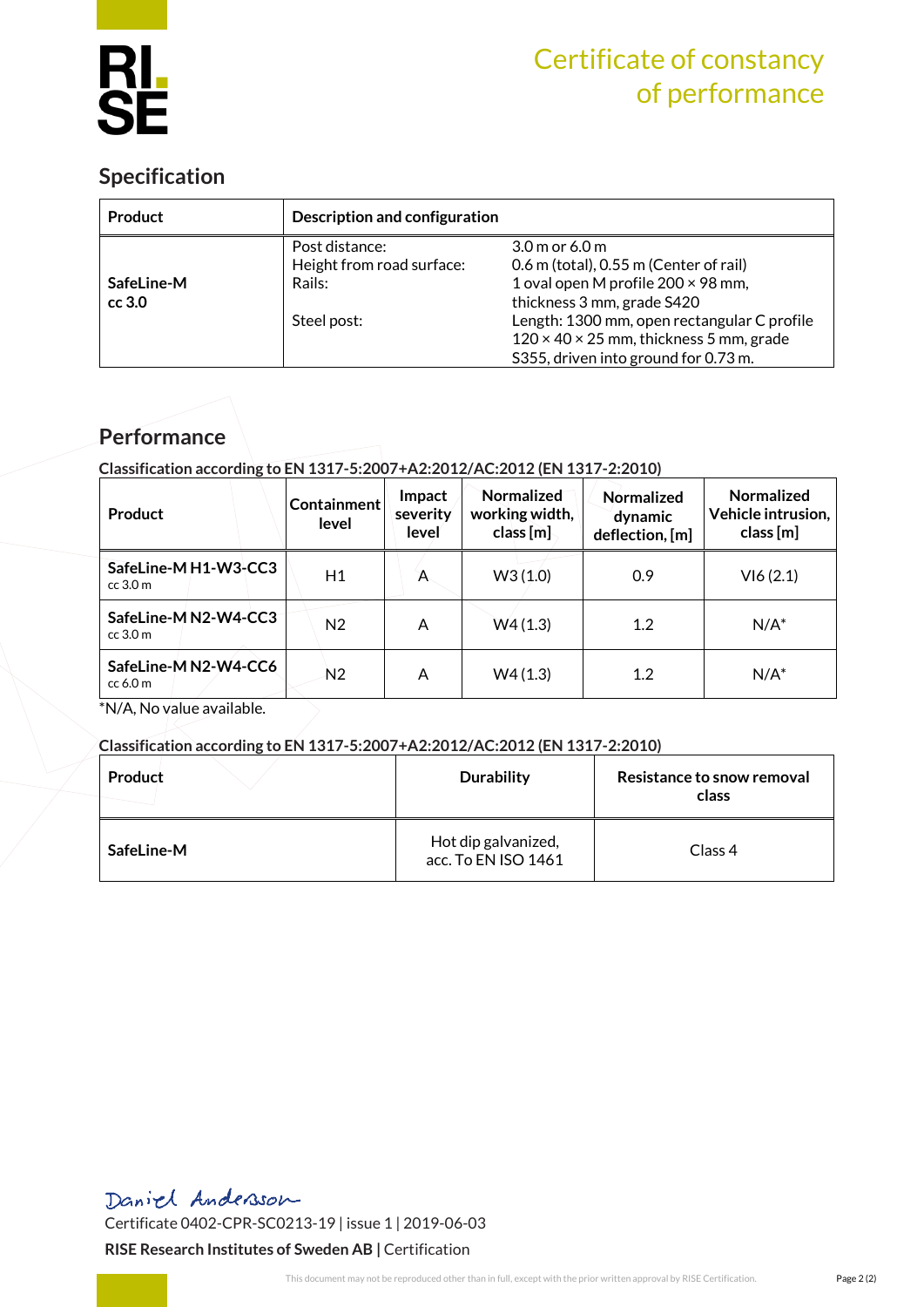# Certificate of constancy of performance

## Specification

| Product | Description and configuration | |
|---|---|---|
| **SafeLine-M cc 3.0** | Post distance: | 3.0 m or 6.0 m |
| | Height from road surface: | 0.6 m (total), 0.55 m (Center of rail) |
| | Rails: | 1 oval open M profile 200 × 98 mm, thickness 3 mm, grade S420 |
| | Steel post: | Length: 1300 mm, open rectangular C profile 120 × 40 × 25 mm, thickness 5 mm, grade S355, driven into ground for 0.73 m. |

## Performance

**Classification according to EN 1317-5:2007+A2:2012/AC:2012 (EN 1317-2:2010)**

| Product | Containment level | Impact severity level | Normalized working width, class [m] | Normalized dynamic deflection, [m] | Normalized Vehicle intrusion, class [m] |
|---|---|---|---|---|---|
| **SafeLine-M H1-W3-CC3** cc 3.0 m | H1 | A | W3 (1.0) | 0.9 | VI6 (2.1) |
| **SafeLine-M N2-W4-CC3** cc 3.0 m | N2 | A | W4 (1.3) | 1.2 | N/A* |
| **SafeLine-M N2-W4-CC6** cc 6.0 m | N2 | A | W4 (1.3) | 1.2 | N/A* |

*N/A, No value available.

**Classification according to EN 1317-5:2007+A2:2012/AC:2012 (EN 1317-2:2010)**

| Product | Durability | Resistance to snow removal class |
|---|---|---|
| **SafeLine-M** | Hot dip galvanized, acc. To EN ISO 1461 | Class 4 |

Daniel Andersson

Certificate 0402-CPR-SC0213-19 | issue 1 | 2019-06-03

**RISE Research Institutes of Sweden AB** | Certification

This document may not be reproduced other than in full, except with the prior written approval by RISE Certification.